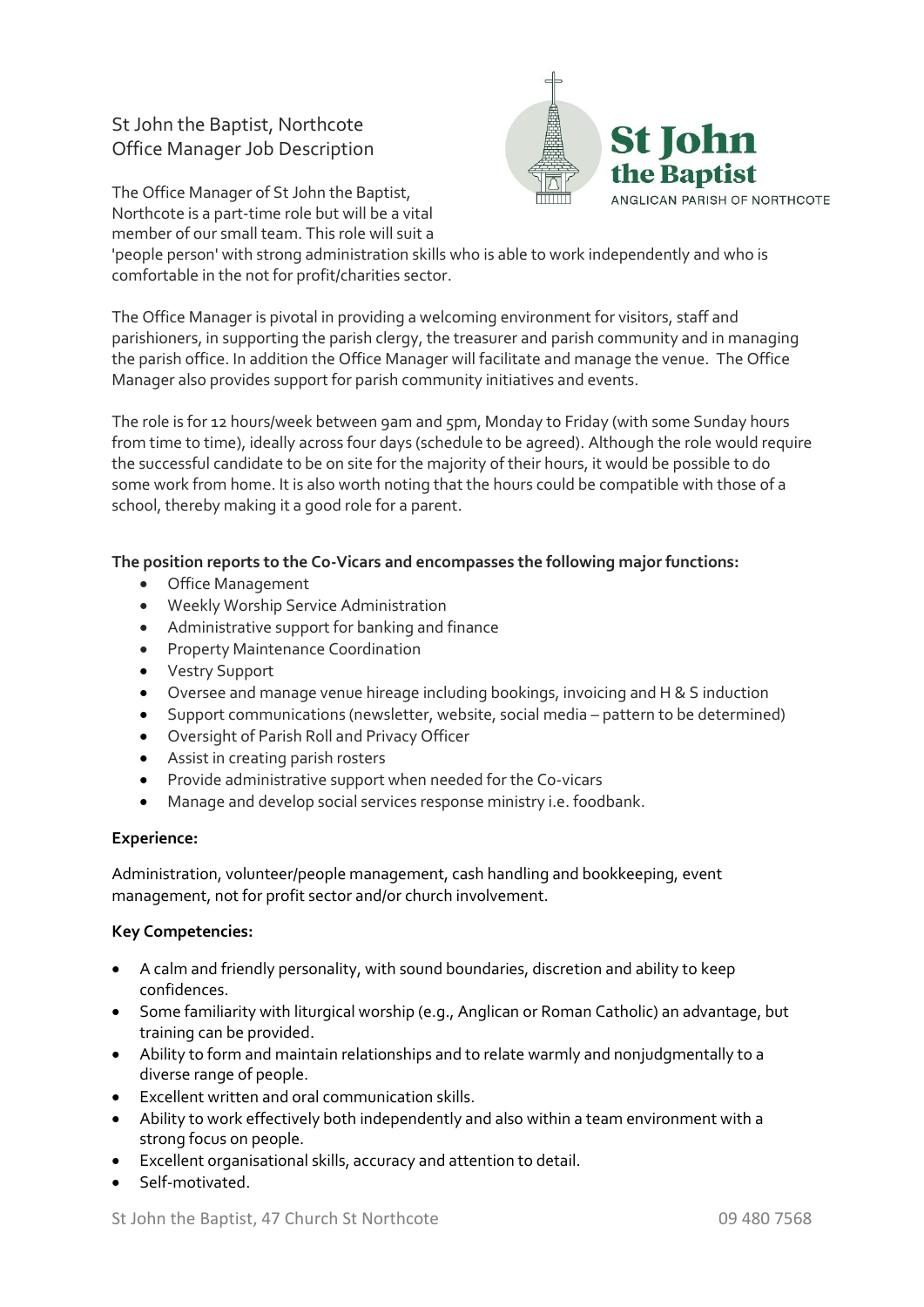# St John the Baptist, Northcote
## Office Manager Job Description

The Office Manager of St John the Baptist, Northcote is a part-time role but will be a vital member of our small team. This role will suit a 'people person' with strong administration skills who is able to work independently and who is comfortable in the not for profit/charities sector.

The Office Manager is pivotal in providing a welcoming environment for visitors, staff and parishioners, in supporting the parish clergy, the treasurer and parish community and in managing the parish office. In addition the Office Manager will facilitate and manage the venue. The Office Manager also provides support for parish community initiatives and events.

The role is for 12 hours/week between 9am and 5pm, Monday to Friday (with some Sunday hours from time to time), ideally across four days (schedule to be agreed). Although the role would require the successful candidate to be on site for the majority of their hours, it would be possible to do some work from home. It is also worth noting that the hours could be compatible with those of a school, thereby making it a good role for a parent.

**The position reports to the Co-Vicars and encompasses the following major functions:**

- Office Management
- Weekly Worship Service Administration
- Administrative support for banking and finance
- Property Maintenance Coordination
- Vestry Support
- Oversee and manage venue hireage including bookings, invoicing and H & S induction
- Support communications (newsletter, website, social media – pattern to be determined)
- Oversight of Parish Roll and Privacy Officer
- Assist in creating parish rosters
- Provide administrative support when needed for the Co-vicars
- Manage and develop social services response ministry i.e. foodbank.

**Experience:**

Administration, volunteer/people management, cash handling and bookkeeping, event management, not for profit sector and/or church involvement.

**Key Competencies:**

- A calm and friendly personality, with sound boundaries, discretion and ability to keep confidences.
- Some familiarity with liturgical worship (e.g., Anglican or Roman Catholic) an advantage, but training can be provided.
- Ability to form and maintain relationships and to relate warmly and nonjudgmentally to a diverse range of people.
- Excellent written and oral communication skills.
- Ability to work effectively both independently and also within a team environment with a strong focus on people.
- Excellent organisational skills, accuracy and attention to detail.
- Self-motivated.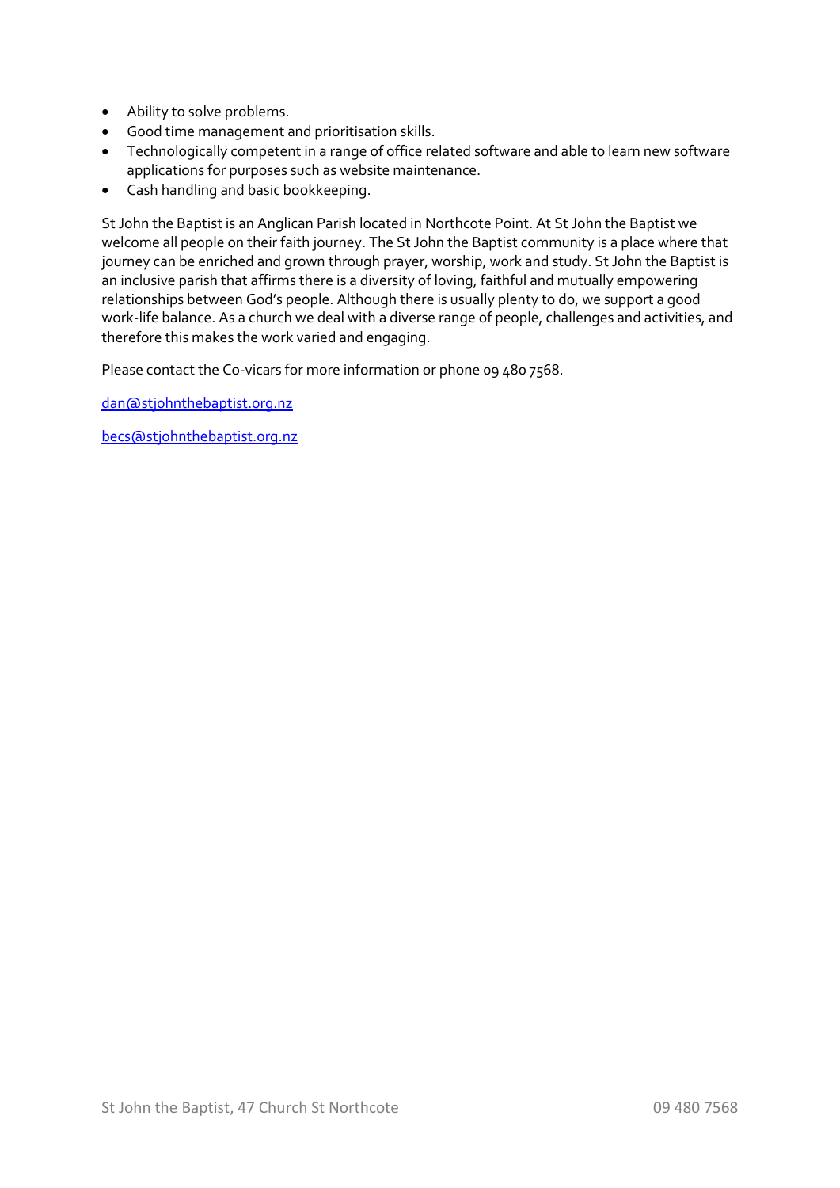- Ability to solve problems.
- Good time management and prioritisation skills.
- Technologically competent in a range of office related software and able to learn new software applications for purposes such as website maintenance.
- Cash handling and basic bookkeeping.

St John the Baptist is an Anglican Parish located in Northcote Point. At St John the Baptist we welcome all people on their faith journey. The St John the Baptist community is a place where that journey can be enriched and grown through prayer, worship, work and study. St John the Baptist is an inclusive parish that affirms there is a diversity of loving, faithful and mutually empowering relationships between God's people. Although there is usually plenty to do, we support a good work-life balance. As a church we deal with a diverse range of people, challenges and activities, and therefore this makes the work varied and engaging.

Please contact the Co-vicars for more information or phone 09 480 7568.

dan@stjohnthebaptist.org.nz

becs@stjohnthebaptist.org.nz